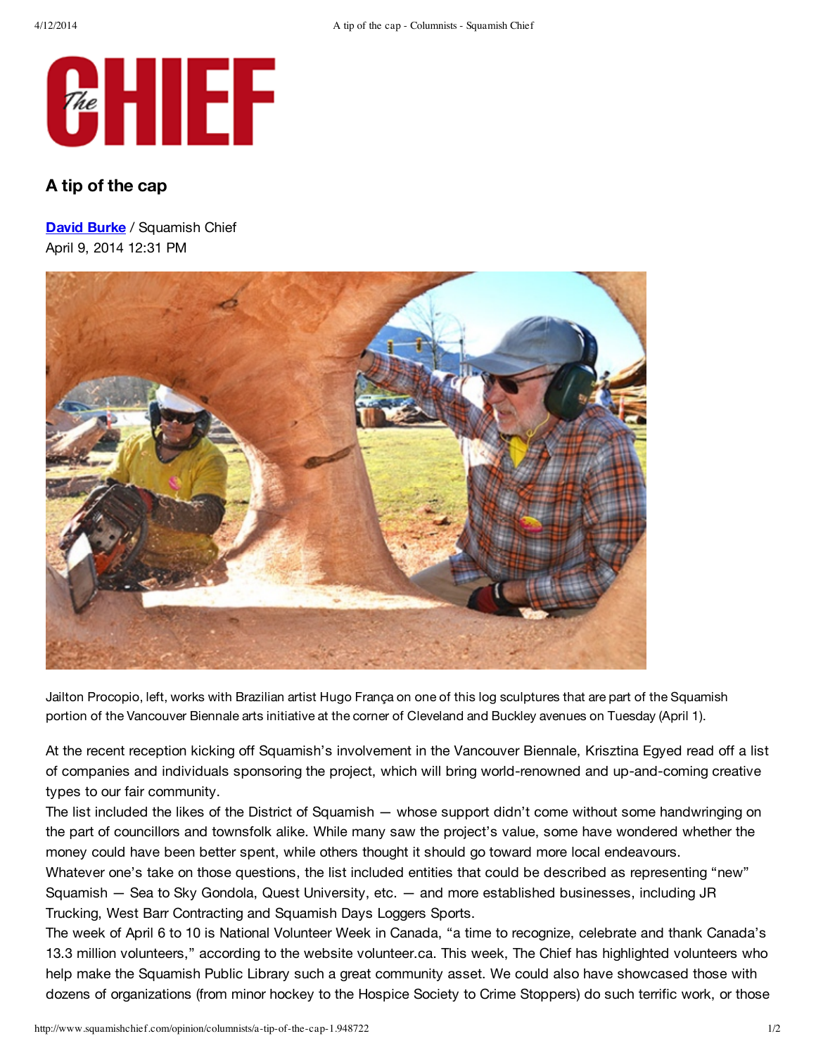# A tip of the cap

David Burke / Squamish Chief
April 9, 2014 12:31 PM

Jailton Procopio, left, works with Brazilian artist Hugo França on one of this log sculptures that are part of the Squamish portion of the Vancouver Biennale arts initiative at the corner of Cleveland and Buckley avenues on Tuesday (April 1).

At the recent reception kicking off Squamish's involvement in the Vancouver Biennale, Krisztina Egyed read off a list of companies and individuals sponsoring the project, which will bring world-renowned and up-and-coming creative types to our fair community.

The list included the likes of the District of Squamish — whose support didn't come without some handwringing on the part of councillors and townsfolk alike. While many saw the project's value, some have wondered whether the money could have been better spent, while others thought it should go toward more local endeavours.

Whatever one's take on those questions, the list included entities that could be described as representing "new" Squamish — Sea to Sky Gondola, Quest University, etc. — and more established businesses, including JR Trucking, West Barr Contracting and Squamish Days Loggers Sports.

The week of April 6 to 10 is National Volunteer Week in Canada, "a time to recognize, celebrate and thank Canada's 13.3 million volunteers," according to the website volunteer.ca. This week, The Chief has highlighted volunteers who help make the Squamish Public Library such a great community asset. We could also have showcased those with dozens of organizations (from minor hockey to the Hospice Society to Crime Stoppers) do such terrific work, or those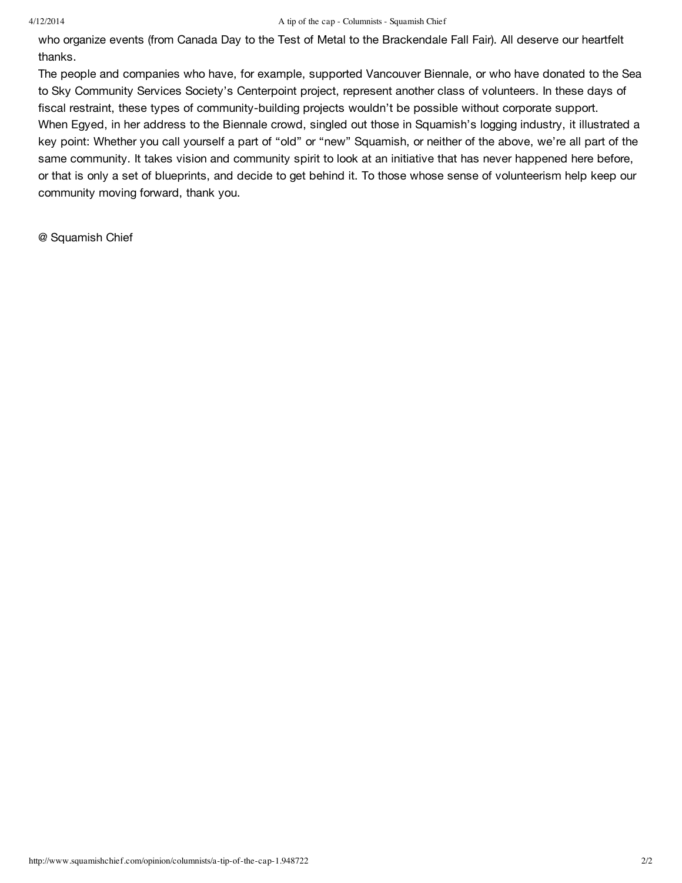who organize events (from Canada Day to the Test of Metal to the Brackendale Fall Fair). All deserve our heartfelt thanks.

The people and companies who have, for example, supported Vancouver Biennale, or who have donated to the Sea to Sky Community Services Society's Centerpoint project, represent another class of volunteers. In these days of fiscal restraint, these types of community-building projects wouldn't be possible without corporate support.

When Egyed, in her address to the Biennale crowd, singled out those in Squamish's logging industry, it illustrated a key point: Whether you call yourself a part of "old" or "new" Squamish, or neither of the above, we're all part of the same community. It takes vision and community spirit to look at an initiative that has never happened here before, or that is only a set of blueprints, and decide to get behind it. To those whose sense of volunteerism help keep our community moving forward, thank you.

@ Squamish Chief